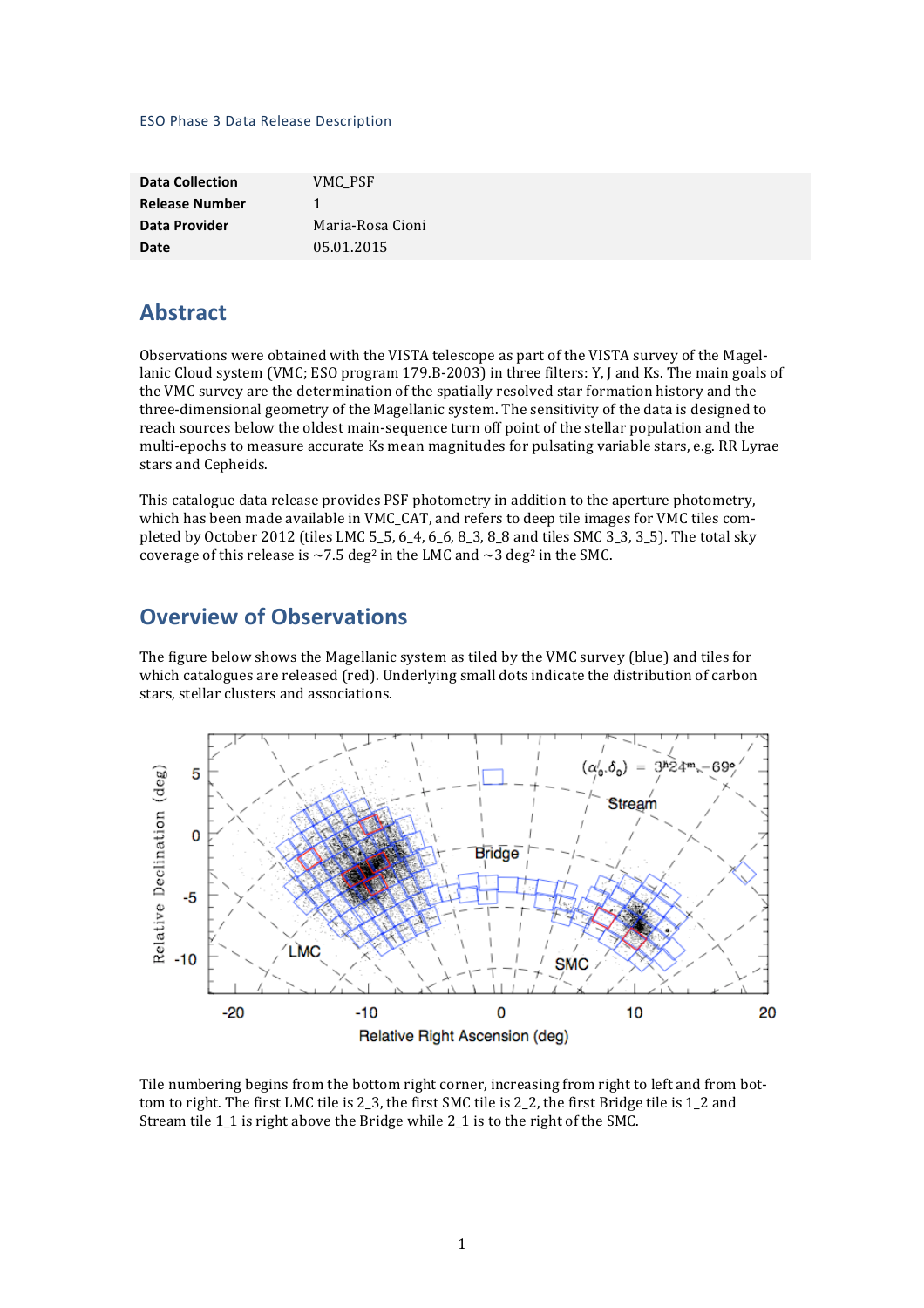ESO Phase 3 Data Release Description

| Data Collection | VMC_PSF |
| --- | --- |
| Release Number | 1 |
| Data Provider | Maria-Rosa Cioni |
| Date | 05.01.2015 |

## Abstract

Observations were obtained with the VISTA telescope as part of the VISTA survey of the Magellanic Cloud system (VMC; ESO program 179.B-2003) in three filters: Y, J and Ks. The main goals of the VMC survey are the determination of the spatially resolved star formation history and the three-dimensional geometry of the Magellanic system. The sensitivity of the data is designed to reach sources below the oldest main-sequence turn off point of the stellar population and the multi-epochs to measure accurate Ks mean magnitudes for pulsating variable stars, e.g. RR Lyrae stars and Cepheids.

This catalogue data release provides PSF photometry in addition to the aperture photometry, which has been made available in VMC_CAT, and refers to deep tile images for VMC tiles completed by October 2012 (tiles LMC 5_5, 6_4, 6_6, 8_3, 8_8 and tiles SMC 3_3, 3_5). The total sky coverage of this release is ~7.5 deg$^2$ in the LMC and ~3 deg$^2$ in the SMC.

## Overview of Observations

The figure below shows the Magellanic system as tiled by the VMC survey (blue) and tiles for which catalogues are released (red). Underlying small dots indicate the distribution of carbon stars, stellar clusters and associations.

Tile numbering begins from the bottom right corner, increasing from right to left and from bottom to right. The first LMC tile is 2_3, the first SMC tile is 2_2, the first Bridge tile is 1_2 and Stream tile 1_1 is right above the Bridge while 2_1 is to the right of the SMC.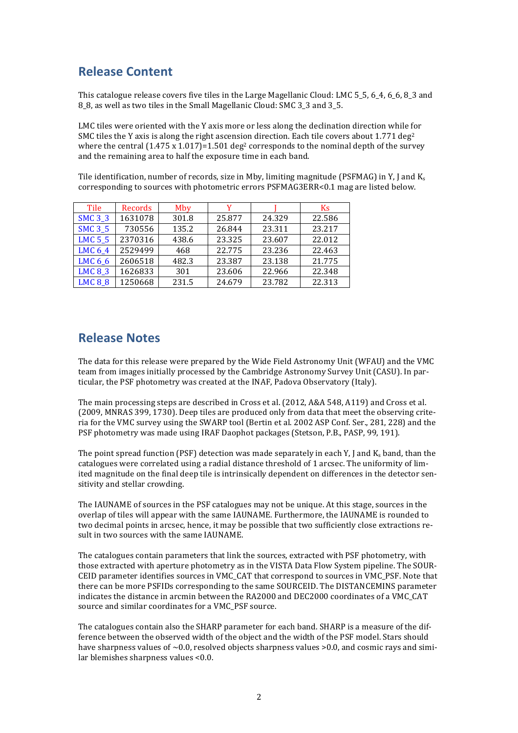## Release Content

This catalogue release covers five tiles in the Large Magellanic Cloud: LMC 5_5, 6_4, 6_6, 8_3 and 8_8, as well as two tiles in the Small Magellanic Cloud: SMC 3_3 and 3_5.

LMC tiles were oriented with the Y axis more or less along the declination direction while for SMC tiles the Y axis is along the right ascension direction. Each tile covers about 1.771 deg$^2$ where the central (1.475 x 1.017)=1.501 deg$^2$ corresponds to the nominal depth of the survey and the remaining area to half the exposure time in each band.

Tile identification, number of records, size in Mby, limiting magnitude (PSFMAG) in Y, J and $K_s$ corresponding to sources with photometric errors PSFMAG3ERR<0.1 mag are listed below.

| Tile | Records | Mby | Y | J | Ks |
|---|---|---|---|---|---|
| SMC 3_3 | 1631078 | 301.8 | 25.877 | 24.329 | 22.586 |
| SMC 3_5 | 730556 | 135.2 | 26.844 | 23.311 | 23.217 |
| LMC 5_5 | 2370316 | 438.6 | 23.325 | 23.607 | 22.012 |
| LMC 6_4 | 2529499 | 468 | 22.775 | 23.236 | 22.463 |
| LMC 6_6 | 2606518 | 482.3 | 23.387 | 23.138 | 21.775 |
| LMC 8_3 | 1626833 | 301 | 23.606 | 22.966 | 22.348 |
| LMC 8_8 | 1250668 | 231.5 | 24.679 | 23.782 | 22.313 |

## Release Notes

The data for this release were prepared by the Wide Field Astronomy Unit (WFAU) and the VMC team from images initially processed by the Cambridge Astronomy Survey Unit (CASU). In particular, the PSF photometry was created at the INAF, Padova Observatory (Italy).

The main processing steps are described in Cross et al. (2012, A&A 548, A119) and Cross et al. (2009, MNRAS 399, 1730). Deep tiles are produced only from data that meet the observing criteria for the VMC survey using the SWARP tool (Bertin et al. 2002 ASP Conf. Ser., 281, 228) and the PSF photometry was made using IRAF Daophot packages (Stetson, P.B., PASP, 99, 191).

The point spread function (PSF) detection was made separately in each Y, J and $K_s$ band, than the catalogues were correlated using a radial distance threshold of 1 arcsec. The uniformity of limited magnitude on the final deep tile is intrinsically dependent on differences in the detector sensitivity and stellar crowding.

The IAUNAME of sources in the PSF catalogues may not be unique. At this stage, sources in the overlap of tiles will appear with the same IAUNAME. Furthermore, the IAUNAME is rounded to two decimal points in arcsec, hence, it may be possible that two sufficiently close extractions result in two sources with the same IAUNAME.

The catalogues contain parameters that link the sources, extracted with PSF photometry, with those extracted with aperture photometry as in the VISTA Data Flow System pipeline. The SOURCEID parameter identifies sources in VMC_CAT that correspond to sources in VMC_PSF. Note that there can be more PSFIDs corresponding to the same SOURCEID. The DISTANCEMINS parameter indicates the distance in arcmin between the RA2000 and DEC2000 coordinates of a VMC_CAT source and similar coordinates for a VMC_PSF source.

The catalogues contain also the SHARP parameter for each band. SHARP is a measure of the difference between the observed width of the object and the width of the PSF model. Stars should have sharpness values of ~0.0, resolved objects sharpness values >0.0, and cosmic rays and similar blemishes sharpness values <0.0.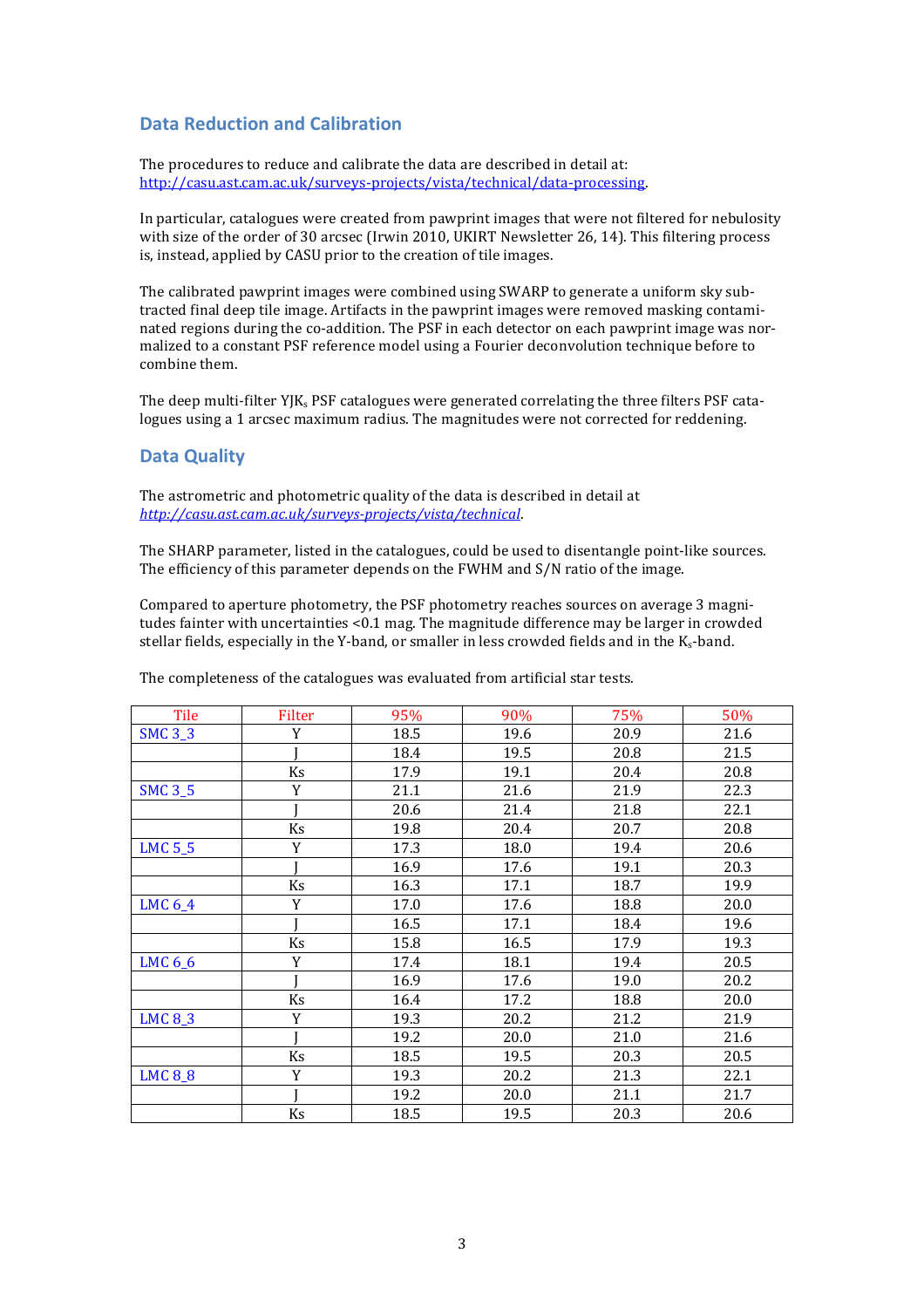## Data Reduction and Calibration

The procedures to reduce and calibrate the data are described in detail at: http://casu.ast.cam.ac.uk/surveys-projects/vista/technical/data-processing.

In particular, catalogues were created from pawprint images that were not filtered for nebulosity with size of the order of 30 arcsec (Irwin 2010, UKIRT Newsletter 26, 14). This filtering process is, instead, applied by CASU prior to the creation of tile images.

The calibrated pawprint images were combined using SWARP to generate a uniform sky subtracted final deep tile image. Artifacts in the pawprint images were removed masking contaminated regions during the co-addition. The PSF in each detector on each pawprint image was normalized to a constant PSF reference model using a Fourier deconvolution technique before to combine them.

The deep multi-filter $YJK_s$ PSF catalogues were generated correlating the three filters PSF catalogues using a 1 arcsec maximum radius. The magnitudes were not corrected for reddening.

## Data Quality

The astrometric and photometric quality of the data is described in detail at *http://casu.ast.cam.ac.uk/surveys-projects/vista/technical*.

The SHARP parameter, listed in the catalogues, could be used to disentangle point-like sources. The efficiency of this parameter depends on the FWHM and S/N ratio of the image.

Compared to aperture photometry, the PSF photometry reaches sources on average 3 magnitudes fainter with uncertainties <0.1 mag. The magnitude difference may be larger in crowded stellar fields, especially in the Y-band, or smaller in less crowded fields and in the $K_s$-band.

The completeness of the catalogues was evaluated from artificial star tests.

| Tile | Filter | 95% | 90% | 75% | 50% |
|---|---|---|---|---|---|
| SMC 3_3 | Y | 18.5 | 19.6 | 20.9 | 21.6 |
| | J | 18.4 | 19.5 | 20.8 | 21.5 |
| | Ks | 17.9 | 19.1 | 20.4 | 20.8 |
| SMC 3_5 | Y | 21.1 | 21.6 | 21.9 | 22.3 |
| | J | 20.6 | 21.4 | 21.8 | 22.1 |
| | Ks | 19.8 | 20.4 | 20.7 | 20.8 |
| LMC 5_5 | Y | 17.3 | 18.0 | 19.4 | 20.6 |
| | J | 16.9 | 17.6 | 19.1 | 20.3 |
| | Ks | 16.3 | 17.1 | 18.7 | 19.9 |
| LMC 6_4 | Y | 17.0 | 17.6 | 18.8 | 20.0 |
| | J | 16.5 | 17.1 | 18.4 | 19.6 |
| | Ks | 15.8 | 16.5 | 17.9 | 19.3 |
| LMC 6_6 | Y | 17.4 | 18.1 | 19.4 | 20.5 |
| | J | 16.9 | 17.6 | 19.0 | 20.2 |
| | Ks | 16.4 | 17.2 | 18.8 | 20.0 |
| LMC 8_3 | Y | 19.3 | 20.2 | 21.2 | 21.9 |
| | J | 19.2 | 20.0 | 21.0 | 21.6 |
| | Ks | 18.5 | 19.5 | 20.3 | 20.5 |
| LMC 8_8 | Y | 19.3 | 20.2 | 21.3 | 22.1 |
| | J | 19.2 | 20.0 | 21.1 | 21.7 |
| | Ks | 18.5 | 19.5 | 20.3 | 20.6 |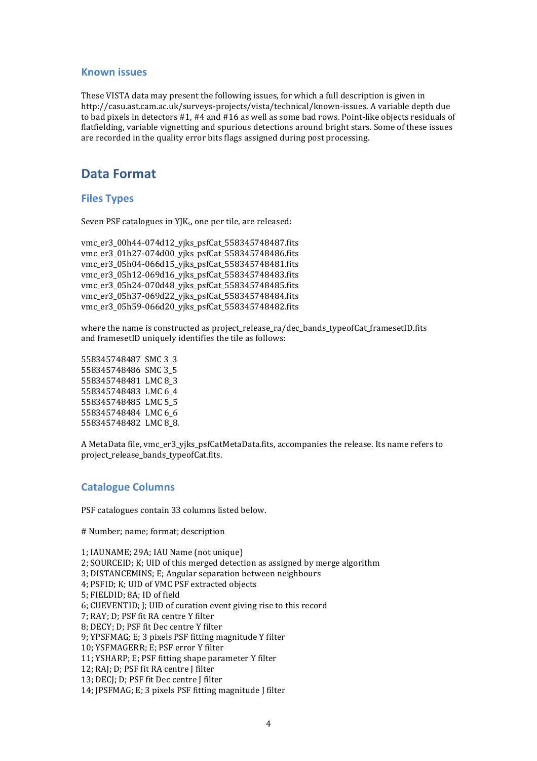### Known issues

These VISTA data may present the following issues, for which a full description is given in http://casu.ast.cam.ac.uk/surveys-projects/vista/technical/known-issues. A variable depth due to bad pixels in detectors #1, #4 and #16 as well as some bad rows. Point-like objects residuals of flatfielding, variable vignetting and spurious detections around bright stars. Some of these issues are recorded in the quality error bits flags assigned during post processing.

## Data Format

### Files Types

Seven PSF catalogues in YJK$_s$, one per tile, are released:

vmc_er3_00h44-074d12_yjks_psfCat_558345748487.fits
vmc_er3_01h27-074d00_yjks_psfCat_558345748486.fits
vmc_er3_05h04-066d15_yjks_psfCat_558345748481.fits
vmc_er3_05h12-069d16_yjks_psfCat_558345748483.fits
vmc_er3_05h24-070d48_yjks_psfCat_558345748485.fits
vmc_er3_05h37-069d22_yjks_psfCat_558345748484.fits
vmc_er3_05h59-066d20_yjks_psfCat_558345748482.fits

where the name is constructed as project_release_ra/dec_bands_typeofCat_framesetID.fits and framesetID uniquely identifies the tile as follows:

558345748487 SMC 3_3
558345748486 SMC 3_5
558345748481 LMC 8_3
558345748483 LMC 6_4
558345748485 LMC 5_5
558345748484 LMC 6_6
558345748482 LMC 8_8.

A MetaData file, vmc_er3_yjks_psfCatMetaData.fits, accompanies the release. Its name refers to project_release_bands_typeofCat.fits.

### Catalogue Columns

PSF catalogues contain 33 columns listed below.

# Number; name; format; description

1; IAUNAME; 29A; IAU Name (not unique)
2; SOURCEID; K; UID of this merged detection as assigned by merge algorithm
3; DISTANCEMINS; E; Angular separation between neighbours
4; PSFID; K; UID of VMC PSF extracted objects
5; FIELDID; 8A; ID of field
6; CUEVENTID; J; UID of curation event giving rise to this record
7; RAY; D; PSF fit RA centre Y filter
8; DECY; D; PSF fit Dec centre Y filter
9; YPSFMAG; E; 3 pixels PSF fitting magnitude Y filter
10; YSFMAGERR; E; PSF error Y filter
11; YSHARP; E; PSF fitting shape parameter Y filter
12; RAJ; D; PSF fit RA centre J filter
13; DECJ; D; PSF fit Dec centre J filter
14; JPSFMAG; E; 3 pixels PSF fitting magnitude J filter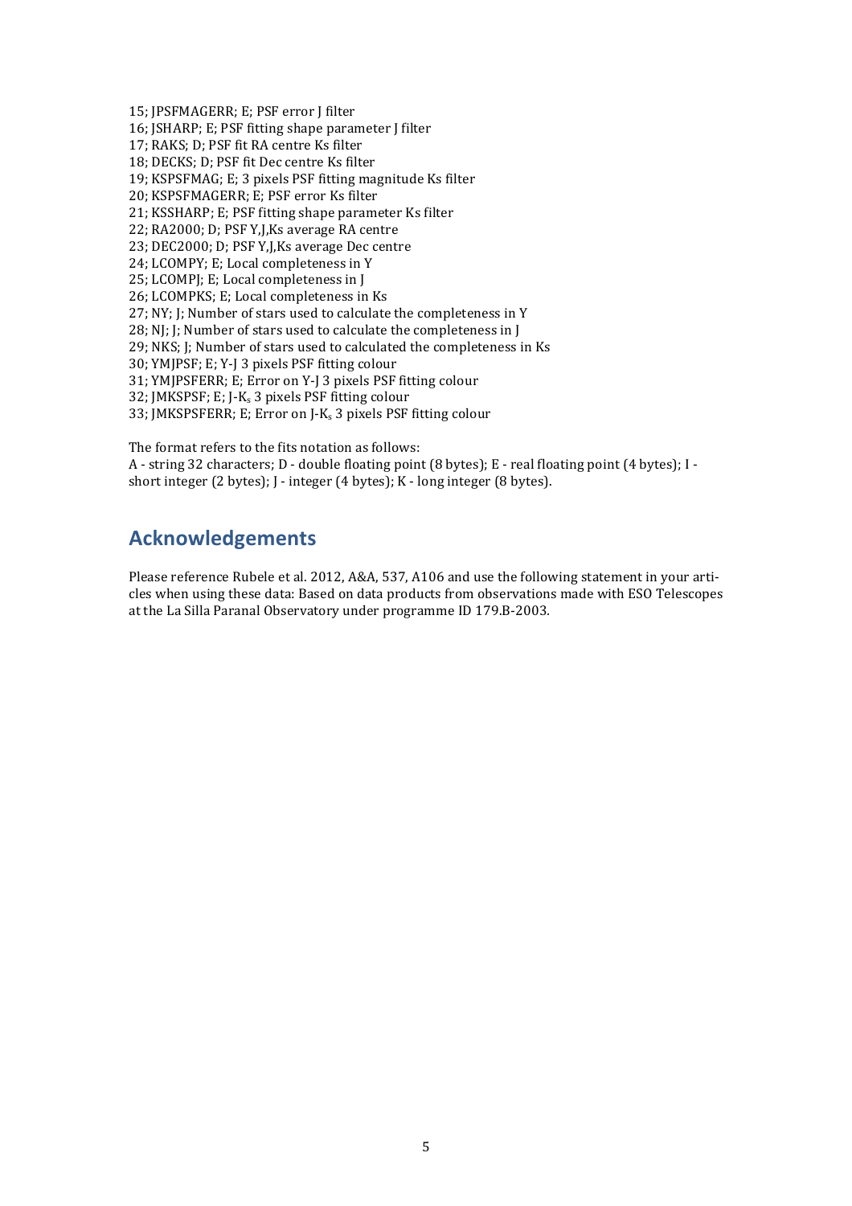15; JPSFMAGERR; E; PSF error J filter
16; JSHARP; E; PSF fitting shape parameter J filter
17; RAKS; D; PSF fit RA centre Ks filter
18; DECKS; D; PSF fit Dec centre Ks filter
19; KSPSFMAG; E; 3 pixels PSF fitting magnitude Ks filter
20; KSPSFMAGERR; E; PSF error Ks filter
21; KSSHARP; E; PSF fitting shape parameter Ks filter
22; RA2000; D; PSF Y,J,Ks average RA centre
23; DEC2000; D; PSF Y,J,Ks average Dec centre
24; LCOMPY; E; Local completeness in Y
25; LCOMPJ; E; Local completeness in J
26; LCOMPKS; E; Local completeness in Ks
27; NY; J; Number of stars used to calculate the completeness in Y
28; NJ; J; Number of stars used to calculate the completeness in J
29; NKS; J; Number of stars used to calculated the completeness in Ks
30; YMJPSF; E; Y-J 3 pixels PSF fitting colour
31; YMJPSFERR; E; Error on Y-J 3 pixels PSF fitting colour
32; JMKSPSF; E; J-$K_s$ 3 pixels PSF fitting colour
33; JMKSPSFERR; E; Error on J-$K_s$ 3 pixels PSF fitting colour

The format refers to the fits notation as follows:
A - string 32 characters; D - double floating point (8 bytes); E - real floating point (4 bytes); I - short integer (2 bytes); J - integer (4 bytes); K - long integer (8 bytes).

## Acknowledgements

Please reference Rubele et al. 2012, A&A, 537, A106 and use the following statement in your articles when using these data: Based on data products from observations made with ESO Telescopes at the La Silla Paranal Observatory under programme ID 179.B-2003.